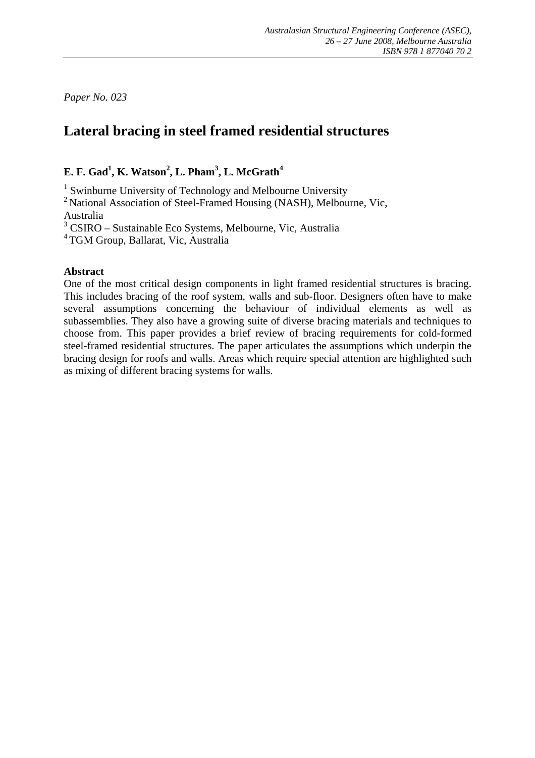*Paper No. 023*

# Lateral bracing in steel framed residential structures

**E. F. Gad[1], K. Watson[2], L. Pham[3], L. McGrath[4]**

[1] Swinburne University of Technology and Melbourne University
[2] National Association of Steel-Framed Housing (NASH), Melbourne, Vic, Australia
[3] CSIRO – Sustainable Eco Systems, Melbourne, Vic, Australia
[4] TGM Group, Ballarat, Vic, Australia

**Abstract**

One of the most critical design components in light framed residential structures is bracing. This includes bracing of the roof system, walls and sub-floor. Designers often have to make several assumptions concerning the behaviour of individual elements as well as subassemblies. They also have a growing suite of diverse bracing materials and techniques to choose from. This paper provides a brief review of bracing requirements for cold-formed steel-framed residential structures. The paper articulates the assumptions which underpin the bracing design for roofs and walls. Areas which require special attention are highlighted such as mixing of different bracing systems for walls.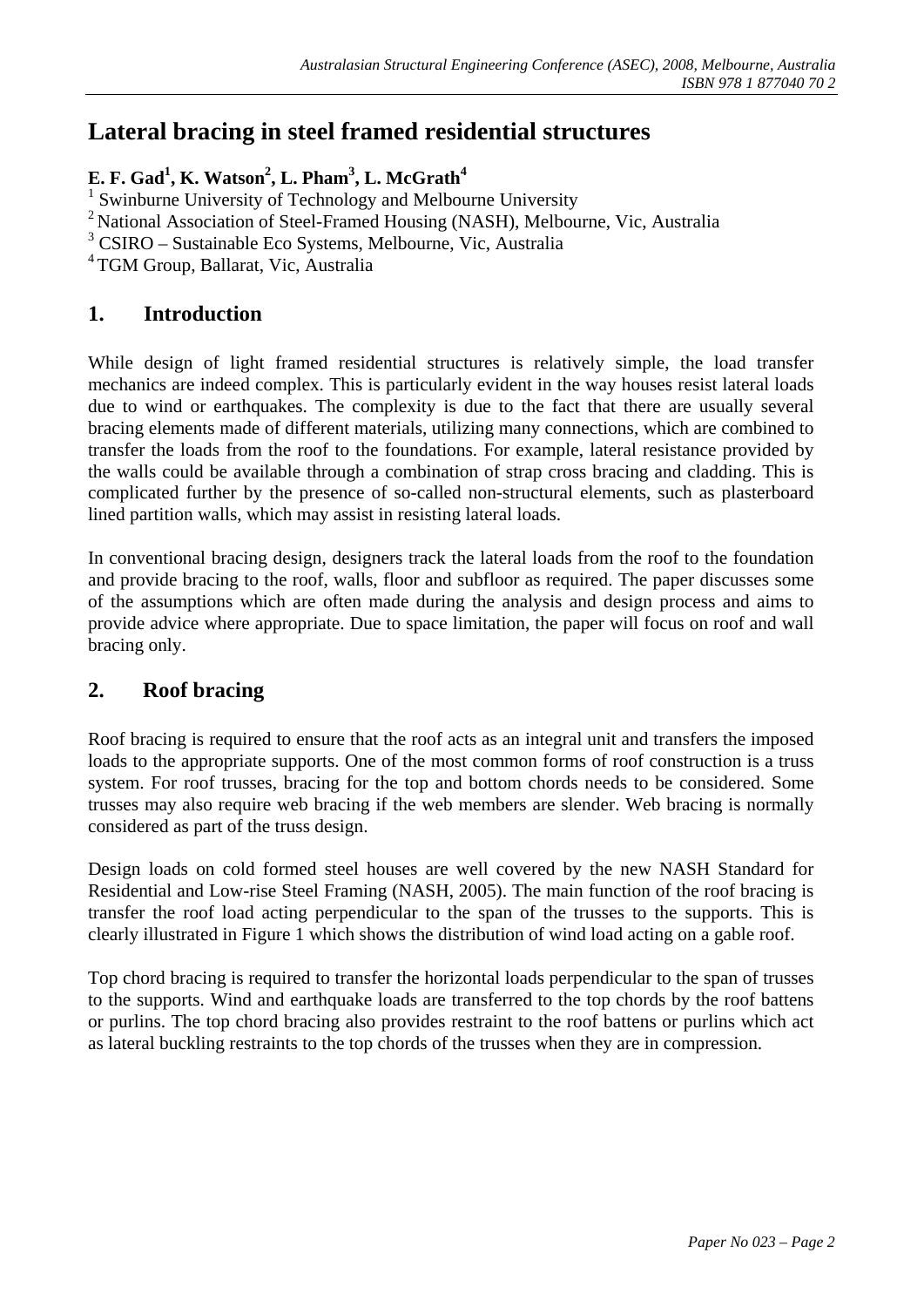# Lateral bracing in steel framed residential structures

**E. F. Gad[1], K. Watson[2], L. Pham[3], L. McGrath[4]**

[1] Swinburne University of Technology and Melbourne University
[2] National Association of Steel-Framed Housing (NASH), Melbourne, Vic, Australia
[3] CSIRO – Sustainable Eco Systems, Melbourne, Vic, Australia
[4] TGM Group, Ballarat, Vic, Australia

## 1. Introduction

While design of light framed residential structures is relatively simple, the load transfer mechanics are indeed complex. This is particularly evident in the way houses resist lateral loads due to wind or earthquakes. The complexity is due to the fact that there are usually several bracing elements made of different materials, utilizing many connections, which are combined to transfer the loads from the roof to the foundations. For example, lateral resistance provided by the walls could be available through a combination of strap cross bracing and cladding. This is complicated further by the presence of so-called non-structural elements, such as plasterboard lined partition walls, which may assist in resisting lateral loads.

In conventional bracing design, designers track the lateral loads from the roof to the foundation and provide bracing to the roof, walls, floor and subfloor as required. The paper discusses some of the assumptions which are often made during the analysis and design process and aims to provide advice where appropriate. Due to space limitation, the paper will focus on roof and wall bracing only.

## 2. Roof bracing

Roof bracing is required to ensure that the roof acts as an integral unit and transfers the imposed loads to the appropriate supports. One of the most common forms of roof construction is a truss system. For roof trusses, bracing for the top and bottom chords needs to be considered. Some trusses may also require web bracing if the web members are slender. Web bracing is normally considered as part of the truss design.

Design loads on cold formed steel houses are well covered by the new NASH Standard for Residential and Low-rise Steel Framing (NASH, 2005). The main function of the roof bracing is transfer the roof load acting perpendicular to the span of the trusses to the supports. This is clearly illustrated in Figure 1 which shows the distribution of wind load acting on a gable roof.

Top chord bracing is required to transfer the horizontal loads perpendicular to the span of trusses to the supports. Wind and earthquake loads are transferred to the top chords by the roof battens or purlins. The top chord bracing also provides restraint to the roof battens or purlins which act as lateral buckling restraints to the top chords of the trusses when they are in compression.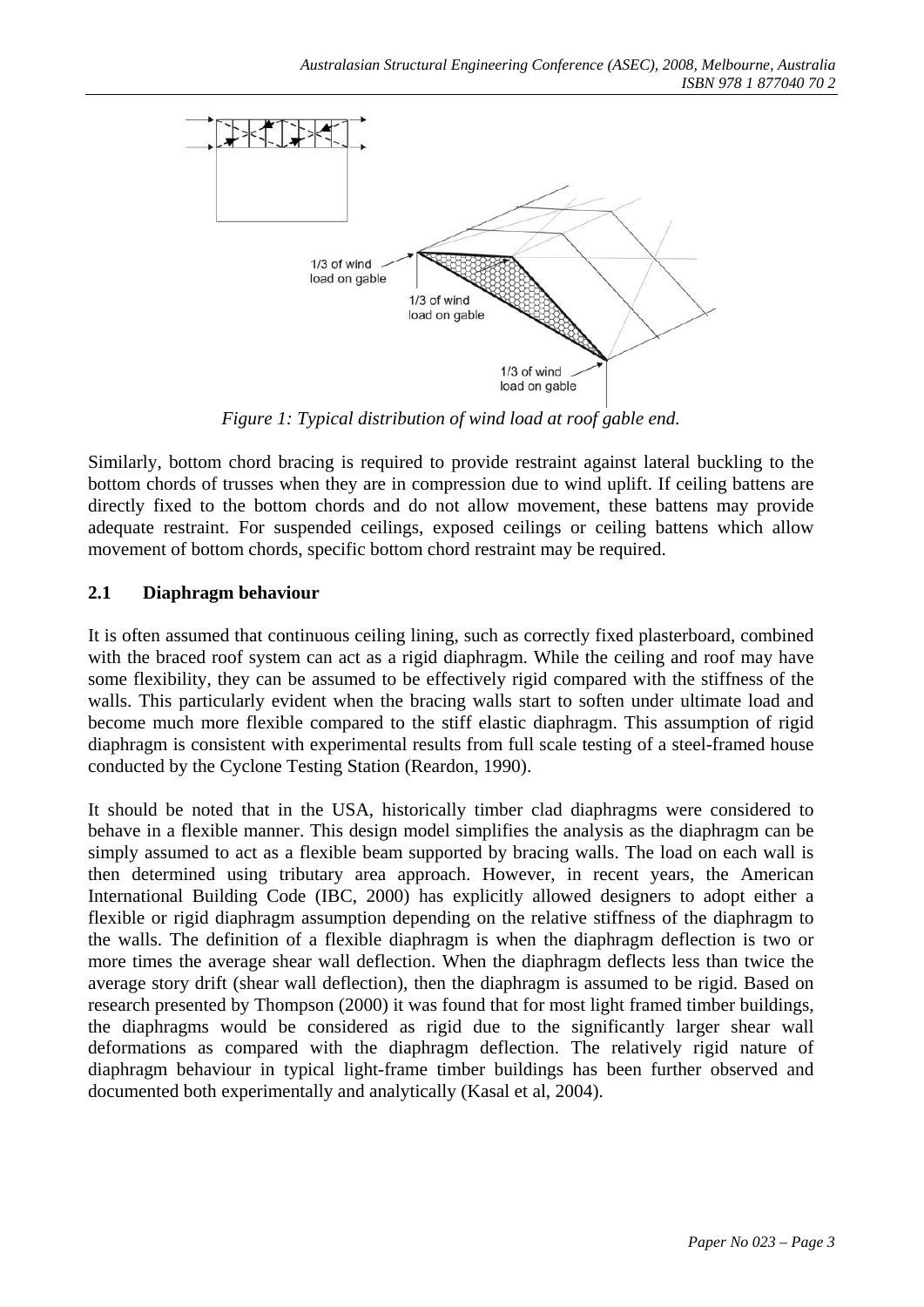Figure 1: Typical distribution of wind load at roof gable end.

Similarly, bottom chord bracing is required to provide restraint against lateral buckling to the bottom chords of trusses when they are in compression due to wind uplift. If ceiling battens are directly fixed to the bottom chords and do not allow movement, these battens may provide adequate restraint. For suspended ceilings, exposed ceilings or ceiling battens which allow movement of bottom chords, specific bottom chord restraint may be required.

## 2.1 Diaphragm behaviour

It is often assumed that continuous ceiling lining, such as correctly fixed plasterboard, combined with the braced roof system can act as a rigid diaphragm. While the ceiling and roof may have some flexibility, they can be assumed to be effectively rigid compared with the stiffness of the walls. This particularly evident when the bracing walls start to soften under ultimate load and become much more flexible compared to the stiff elastic diaphragm. This assumption of rigid diaphragm is consistent with experimental results from full scale testing of a steel-framed house conducted by the Cyclone Testing Station (Reardon, 1990).

It should be noted that in the USA, historically timber clad diaphragms were considered to behave in a flexible manner. This design model simplifies the analysis as the diaphragm can be simply assumed to act as a flexible beam supported by bracing walls. The load on each wall is then determined using tributary area approach. However, in recent years, the American International Building Code (IBC, 2000) has explicitly allowed designers to adopt either a flexible or rigid diaphragm assumption depending on the relative stiffness of the diaphragm to the walls. The definition of a flexible diaphragm is when the diaphragm deflection is two or more times the average shear wall deflection. When the diaphragm deflects less than twice the average story drift (shear wall deflection), then the diaphragm is assumed to be rigid. Based on research presented by Thompson (2000) it was found that for most light framed timber buildings, the diaphragms would be considered as rigid due to the significantly larger shear wall deformations as compared with the diaphragm deflection. The relatively rigid nature of diaphragm behaviour in typical light-frame timber buildings has been further observed and documented both experimentally and analytically (Kasal et al, 2004).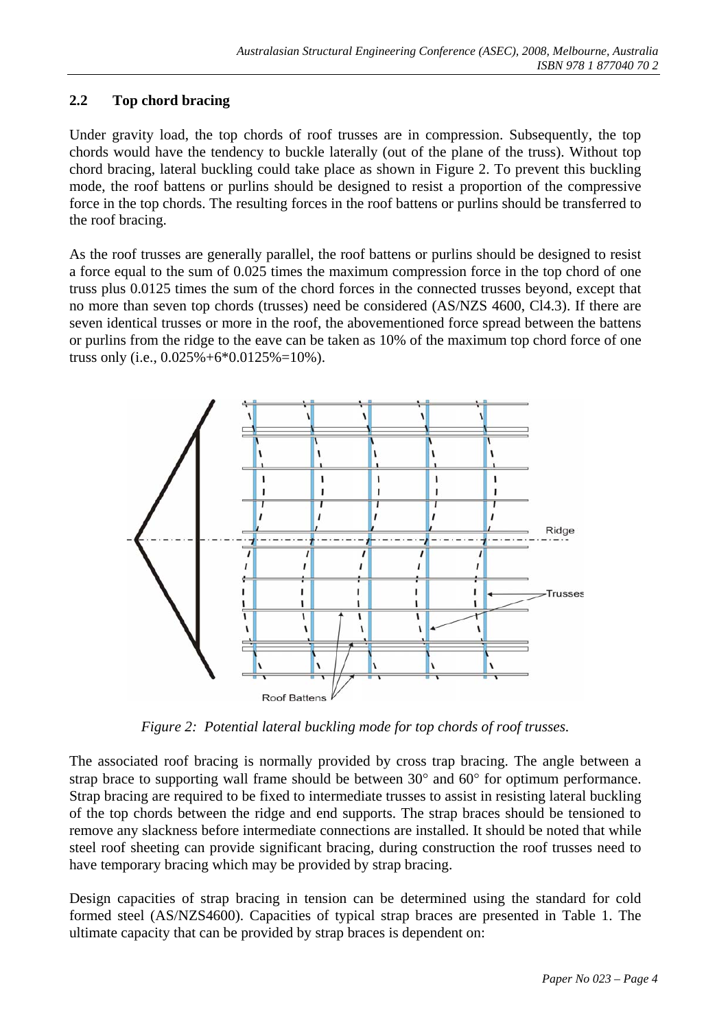## 2.2 Top chord bracing

Under gravity load, the top chords of roof trusses are in compression. Subsequently, the top chords would have the tendency to buckle laterally (out of the plane of the truss). Without top chord bracing, lateral buckling could take place as shown in Figure 2. To prevent this buckling mode, the roof battens or purlins should be designed to resist a proportion of the compressive force in the top chords. The resulting forces in the roof battens or purlins should be transferred to the roof bracing.

As the roof trusses are generally parallel, the roof battens or purlins should be designed to resist a force equal to the sum of 0.025 times the maximum compression force in the top chord of one truss plus 0.0125 times the sum of the chord forces in the connected trusses beyond, except that no more than seven top chords (trusses) need be considered (AS/NZS 4600, Cl4.3). If there are seven identical trusses or more in the roof, the abovementioned force spread between the battens or purlins from the ridge to the eave can be taken as 10% of the maximum top chord force of one truss only (i.e., 0.025%+6*0.0125%=10%).

*Figure 2: Potential lateral buckling mode for top chords of roof trusses.*

The associated roof bracing is normally provided by cross trap bracing. The angle between a strap brace to supporting wall frame should be between 30° and 60° for optimum performance. Strap bracing are required to be fixed to intermediate trusses to assist in resisting lateral buckling of the top chords between the ridge and end supports. The strap braces should be tensioned to remove any slackness before intermediate connections are installed. It should be noted that while steel roof sheeting can provide significant bracing, during construction the roof trusses need to have temporary bracing which may be provided by strap bracing.

Design capacities of strap bracing in tension can be determined using the standard for cold formed steel (AS/NZS4600). Capacities of typical strap braces are presented in Table 1. The ultimate capacity that can be provided by strap braces is dependent on: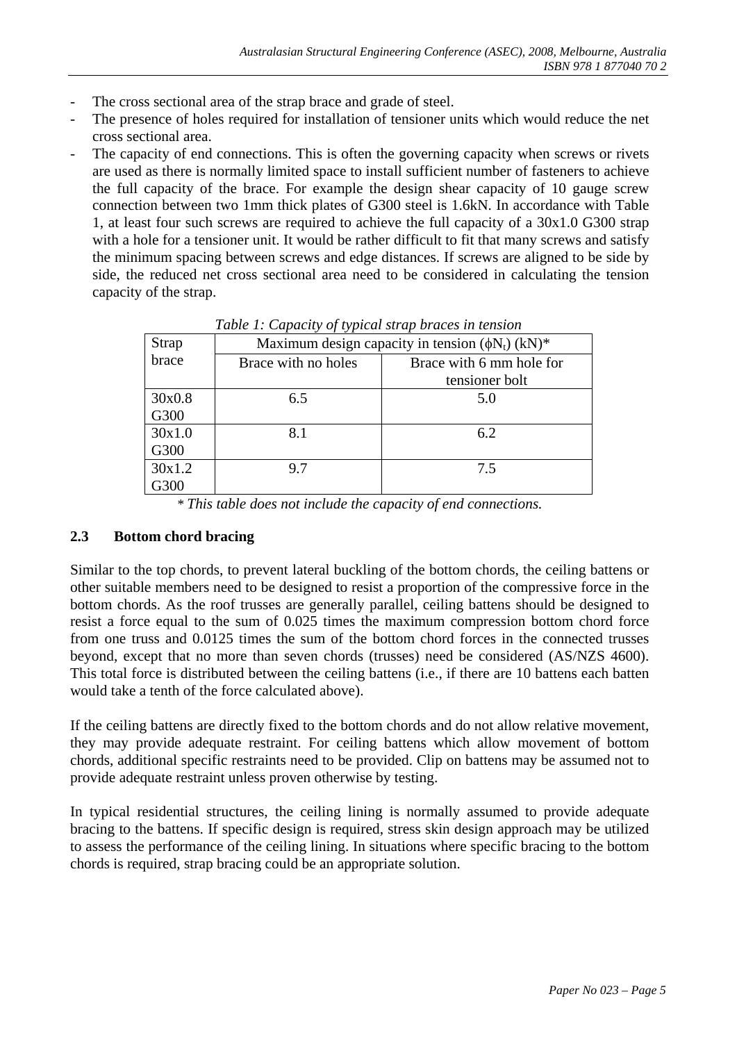- The cross sectional area of the strap brace and grade of steel.
- The presence of holes required for installation of tensioner units which would reduce the net cross sectional area.
- The capacity of end connections. This is often the governing capacity when screws or rivets are used as there is normally limited space to install sufficient number of fasteners to achieve the full capacity of the brace. For example the design shear capacity of 10 gauge screw connection between two 1mm thick plates of G300 steel is 1.6kN. In accordance with Table 1, at least four such screws are required to achieve the full capacity of a 30x1.0 G300 strap with a hole for a tensioner unit. It would be rather difficult to fit that many screws and satisfy the minimum spacing between screws and edge distances. If screws are aligned to be side by side, the reduced net cross sectional area need to be considered in calculating the tension capacity of the strap.

*Table 1: Capacity of typical strap braces in tension*

| Strap brace | Maximum design capacity in tension ($\phi N_t$) (kN)* | |
|---|---|---|
| | Brace with no holes | Brace with 6 mm hole for tensioner bolt |
| 30x0.8 G300 | 6.5 | 5.0 |
| 30x1.0 G300 | 8.1 | 6.2 |
| 30x1.2 G300 | 9.7 | 7.5 |

\* *This table does not include the capacity of end connections.*

## 2.3 Bottom chord bracing

Similar to the top chords, to prevent lateral buckling of the bottom chords, the ceiling battens or other suitable members need to be designed to resist a proportion of the compressive force in the bottom chords. As the roof trusses are generally parallel, ceiling battens should be designed to resist a force equal to the sum of 0.025 times the maximum compression bottom chord force from one truss and 0.0125 times the sum of the bottom chord forces in the connected trusses beyond, except that no more than seven chords (trusses) need be considered (AS/NZS 4600). This total force is distributed between the ceiling battens (i.e., if there are 10 battens each batten would take a tenth of the force calculated above).

If the ceiling battens are directly fixed to the bottom chords and do not allow relative movement, they may provide adequate restraint. For ceiling battens which allow movement of bottom chords, additional specific restraints need to be provided. Clip on battens may be assumed not to provide adequate restraint unless proven otherwise by testing.

In typical residential structures, the ceiling lining is normally assumed to provide adequate bracing to the battens. If specific design is required, stress skin design approach may be utilized to assess the performance of the ceiling lining. In situations where specific bracing to the bottom chords is required, strap bracing could be an appropriate solution.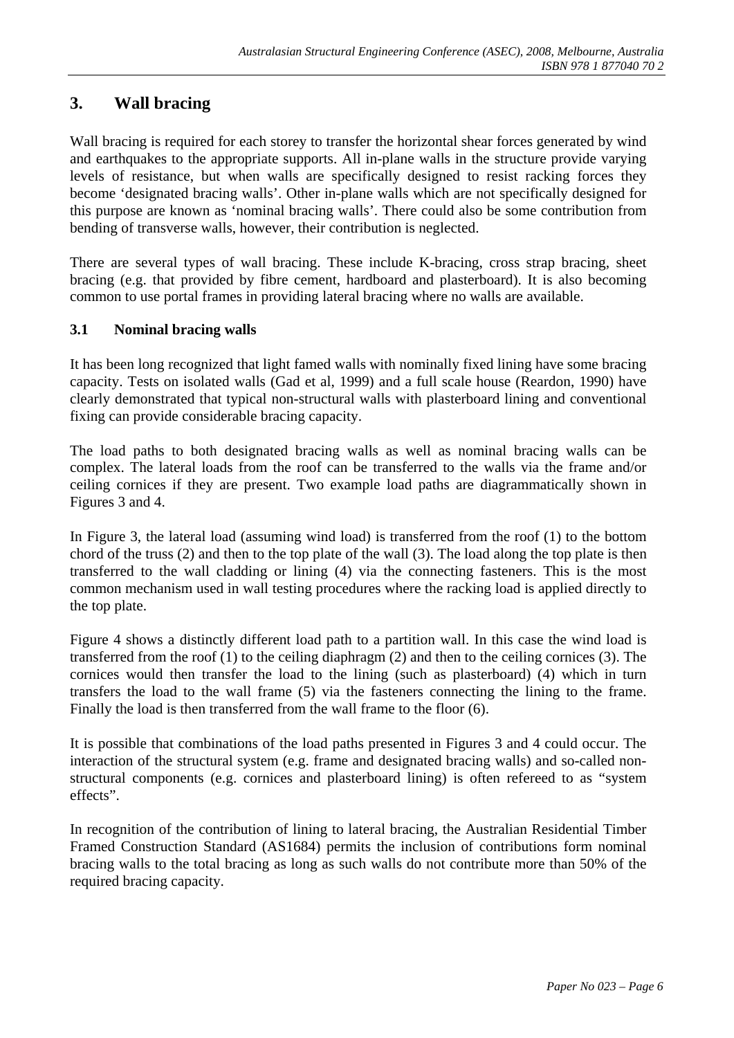## 3. Wall bracing

Wall bracing is required for each storey to transfer the horizontal shear forces generated by wind and earthquakes to the appropriate supports. All in-plane walls in the structure provide varying levels of resistance, but when walls are specifically designed to resist racking forces they become 'designated bracing walls'. Other in-plane walls which are not specifically designed for this purpose are known as 'nominal bracing walls'. There could also be some contribution from bending of transverse walls, however, their contribution is neglected.

There are several types of wall bracing. These include K-bracing, cross strap bracing, sheet bracing (e.g. that provided by fibre cement, hardboard and plasterboard). It is also becoming common to use portal frames in providing lateral bracing where no walls are available.

### 3.1 Nominal bracing walls

It has been long recognized that light famed walls with nominally fixed lining have some bracing capacity. Tests on isolated walls (Gad et al, 1999) and a full scale house (Reardon, 1990) have clearly demonstrated that typical non-structural walls with plasterboard lining and conventional fixing can provide considerable bracing capacity.

The load paths to both designated bracing walls as well as nominal bracing walls can be complex. The lateral loads from the roof can be transferred to the walls via the frame and/or ceiling cornices if they are present. Two example load paths are diagrammatically shown in Figures 3 and 4.

In Figure 3, the lateral load (assuming wind load) is transferred from the roof (1) to the bottom chord of the truss (2) and then to the top plate of the wall (3). The load along the top plate is then transferred to the wall cladding or lining (4) via the connecting fasteners. This is the most common mechanism used in wall testing procedures where the racking load is applied directly to the top plate.

Figure 4 shows a distinctly different load path to a partition wall. In this case the wind load is transferred from the roof (1) to the ceiling diaphragm (2) and then to the ceiling cornices (3). The cornices would then transfer the load to the lining (such as plasterboard) (4) which in turn transfers the load to the wall frame (5) via the fasteners connecting the lining to the frame. Finally the load is then transferred from the wall frame to the floor (6).

It is possible that combinations of the load paths presented in Figures 3 and 4 could occur. The interaction of the structural system (e.g. frame and designated bracing walls) and so-called non-structural components (e.g. cornices and plasterboard lining) is often refereed to as "system effects".

In recognition of the contribution of lining to lateral bracing, the Australian Residential Timber Framed Construction Standard (AS1684) permits the inclusion of contributions form nominal bracing walls to the total bracing as long as such walls do not contribute more than 50% of the required bracing capacity.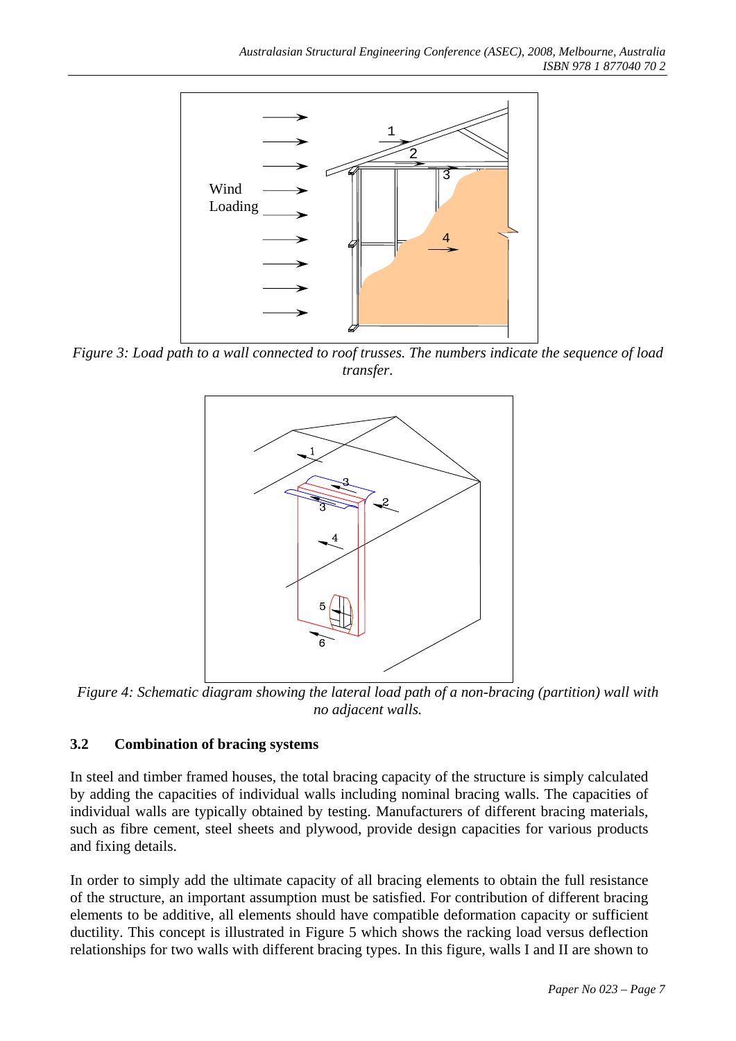*Figure 3: Load path to a wall connected to roof trusses. The numbers indicate the sequence of load transfer.*

*Figure 4: Schematic diagram showing the lateral load path of a non-bracing (partition) wall with no adjacent walls.*

### 3.2 Combination of bracing systems

In steel and timber framed houses, the total bracing capacity of the structure is simply calculated by adding the capacities of individual walls including nominal bracing walls. The capacities of individual walls are typically obtained by testing. Manufacturers of different bracing materials, such as fibre cement, steel sheets and plywood, provide design capacities for various products and fixing details.

In order to simply add the ultimate capacity of all bracing elements to obtain the full resistance of the structure, an important assumption must be satisfied. For contribution of different bracing elements to be additive, all elements should have compatible deformation capacity or sufficient ductility. This concept is illustrated in Figure 5 which shows the racking load versus deflection relationships for two walls with different bracing types. In this figure, walls I and II are shown to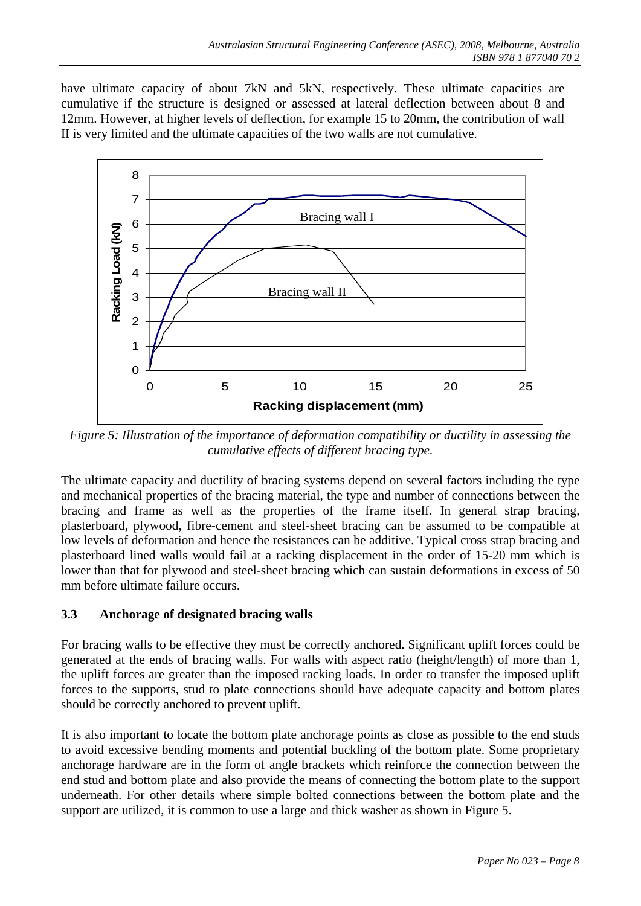have ultimate capacity of about 7kN and 5kN, respectively. These ultimate capacities are cumulative if the structure is designed or assessed at lateral deflection between about 8 and 12mm. However, at higher levels of deflection, for example 15 to 20mm, the contribution of wall II is very limited and the ultimate capacities of the two walls are not cumulative.

*Figure 5: Illustration of the importance of deformation compatibility or ductility in assessing the cumulative effects of different bracing type.*

The ultimate capacity and ductility of bracing systems depend on several factors including the type and mechanical properties of the bracing material, the type and number of connections between the bracing and frame as well as the properties of the frame itself. In general strap bracing, plasterboard, plywood, fibre-cement and steel-sheet bracing can be assumed to be compatible at low levels of deformation and hence the resistances can be additive. Typical cross strap bracing and plasterboard lined walls would fail at a racking displacement in the order of 15-20 mm which is lower than that for plywood and steel-sheet bracing which can sustain deformations in excess of 50 mm before ultimate failure occurs.

### 3.3 Anchorage of designated bracing walls

For bracing walls to be effective they must be correctly anchored. Significant uplift forces could be generated at the ends of bracing walls. For walls with aspect ratio (height/length) of more than 1, the uplift forces are greater than the imposed racking loads. In order to transfer the imposed uplift forces to the supports, stud to plate connections should have adequate capacity and bottom plates should be correctly anchored to prevent uplift.

It is also important to locate the bottom plate anchorage points as close as possible to the end studs to avoid excessive bending moments and potential buckling of the bottom plate. Some proprietary anchorage hardware are in the form of angle brackets which reinforce the connection between the end stud and bottom plate and also provide the means of connecting the bottom plate to the support underneath. For other details where simple bolted connections between the bottom plate and the support are utilized, it is common to use a large and thick washer as shown in Figure 5.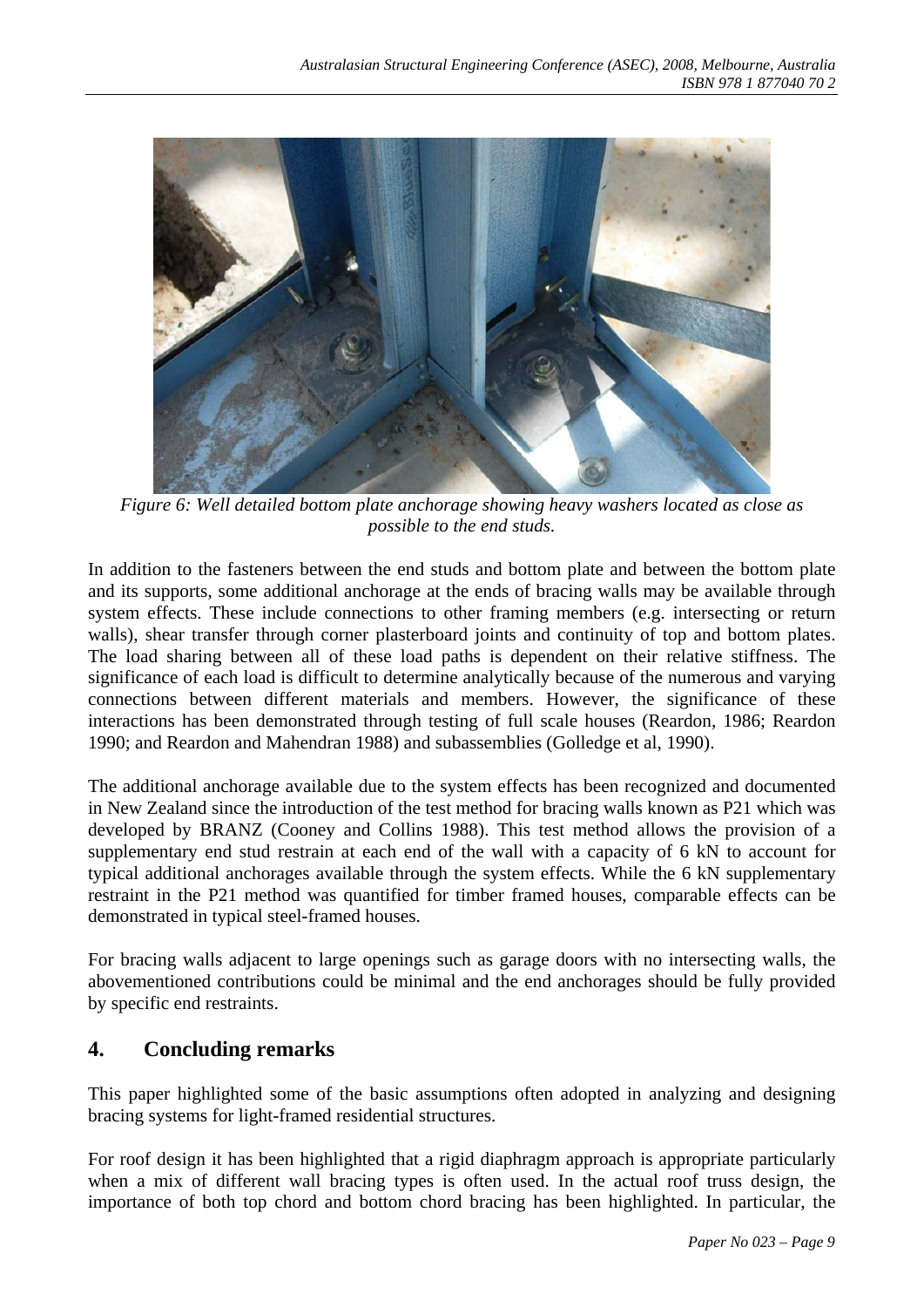*Figure 6: Well detailed bottom plate anchorage showing heavy washers located as close as possible to the end studs.*

In addition to the fasteners between the end studs and bottom plate and between the bottom plate and its supports, some additional anchorage at the ends of bracing walls may be available through system effects. These include connections to other framing members (e.g. intersecting or return walls), shear transfer through corner plasterboard joints and continuity of top and bottom plates. The load sharing between all of these load paths is dependent on their relative stiffness. The significance of each load is difficult to determine analytically because of the numerous and varying connections between different materials and members. However, the significance of these interactions has been demonstrated through testing of full scale houses (Reardon, 1986; Reardon 1990; and Reardon and Mahendran 1988) and subassemblies (Golledge et al, 1990).

The additional anchorage available due to the system effects has been recognized and documented in New Zealand since the introduction of the test method for bracing walls known as P21 which was developed by BRANZ (Cooney and Collins 1988). This test method allows the provision of a supplementary end stud restrain at each end of the wall with a capacity of 6 kN to account for typical additional anchorages available through the system effects. While the 6 kN supplementary restraint in the P21 method was quantified for timber framed houses, comparable effects can be demonstrated in typical steel-framed houses.

For bracing walls adjacent to large openings such as garage doors with no intersecting walls, the abovementioned contributions could be minimal and the end anchorages should be fully provided by specific end restraints.

## 4. Concluding remarks

This paper highlighted some of the basic assumptions often adopted in analyzing and designing bracing systems for light-framed residential structures.

For roof design it has been highlighted that a rigid diaphragm approach is appropriate particularly when a mix of different wall bracing types is often used. In the actual roof truss design, the importance of both top chord and bottom chord bracing has been highlighted. In particular, the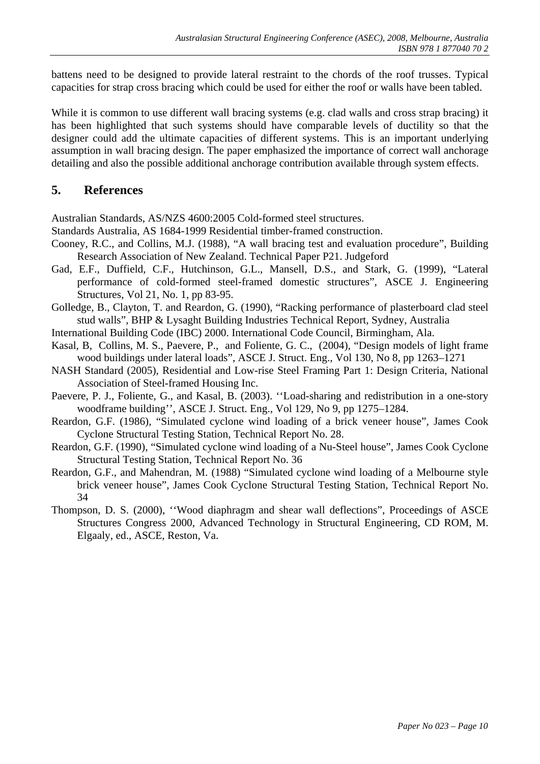battens need to be designed to provide lateral restraint to the chords of the roof trusses. Typical capacities for strap cross bracing which could be used for either the roof or walls have been tabled.

While it is common to use different wall bracing systems (e.g. clad walls and cross strap bracing) it has been highlighted that such systems should have comparable levels of ductility so that the designer could add the ultimate capacities of different systems. This is an important underlying assumption in wall bracing design. The paper emphasized the importance of correct wall anchorage detailing and also the possible additional anchorage contribution available through system effects.

## 5. References

Australian Standards, AS/NZS 4600:2005 Cold-formed steel structures.

Standards Australia, AS 1684-1999 Residential timber-framed construction.

Cooney, R.C., and Collins, M.J. (1988), "A wall bracing test and evaluation procedure", Building Research Association of New Zealand. Technical Paper P21. Judgeford

Gad, E.F., Duffield, C.F., Hutchinson, G.L., Mansell, D.S., and Stark, G. (1999), "Lateral performance of cold-formed steel-framed domestic structures", ASCE J. Engineering Structures, Vol 21, No. 1, pp 83-95.

Golledge, B., Clayton, T. and Reardon, G. (1990), "Racking performance of plasterboard clad steel stud walls", BHP & Lysaght Building Industries Technical Report, Sydney, Australia

International Building Code (IBC) 2000. International Code Council, Birmingham, Ala.

Kasal, B, Collins, M. S., Paevere, P., and Foliente, G. C., (2004), "Design models of light frame wood buildings under lateral loads", ASCE J. Struct. Eng., Vol 130, No 8, pp 1263–1271

NASH Standard (2005), Residential and Low-rise Steel Framing Part 1: Design Criteria, National Association of Steel-framed Housing Inc.

Paevere, P. J., Foliente, G., and Kasal, B. (2003). ''Load-sharing and redistribution in a one-story woodframe building'', ASCE J. Struct. Eng., Vol 129, No 9, pp 1275–1284.

Reardon, G.F. (1986), "Simulated cyclone wind loading of a brick veneer house", James Cook Cyclone Structural Testing Station, Technical Report No. 28.

Reardon, G.F. (1990), "Simulated cyclone wind loading of a Nu-Steel house", James Cook Cyclone Structural Testing Station, Technical Report No. 36

Reardon, G.F., and Mahendran, M. (1988) "Simulated cyclone wind loading of a Melbourne style brick veneer house", James Cook Cyclone Structural Testing Station, Technical Report No. 34

Thompson, D. S. (2000), ''Wood diaphragm and shear wall deflections", Proceedings of ASCE Structures Congress 2000, Advanced Technology in Structural Engineering, CD ROM, M. Elgaaly, ed., ASCE, Reston, Va.